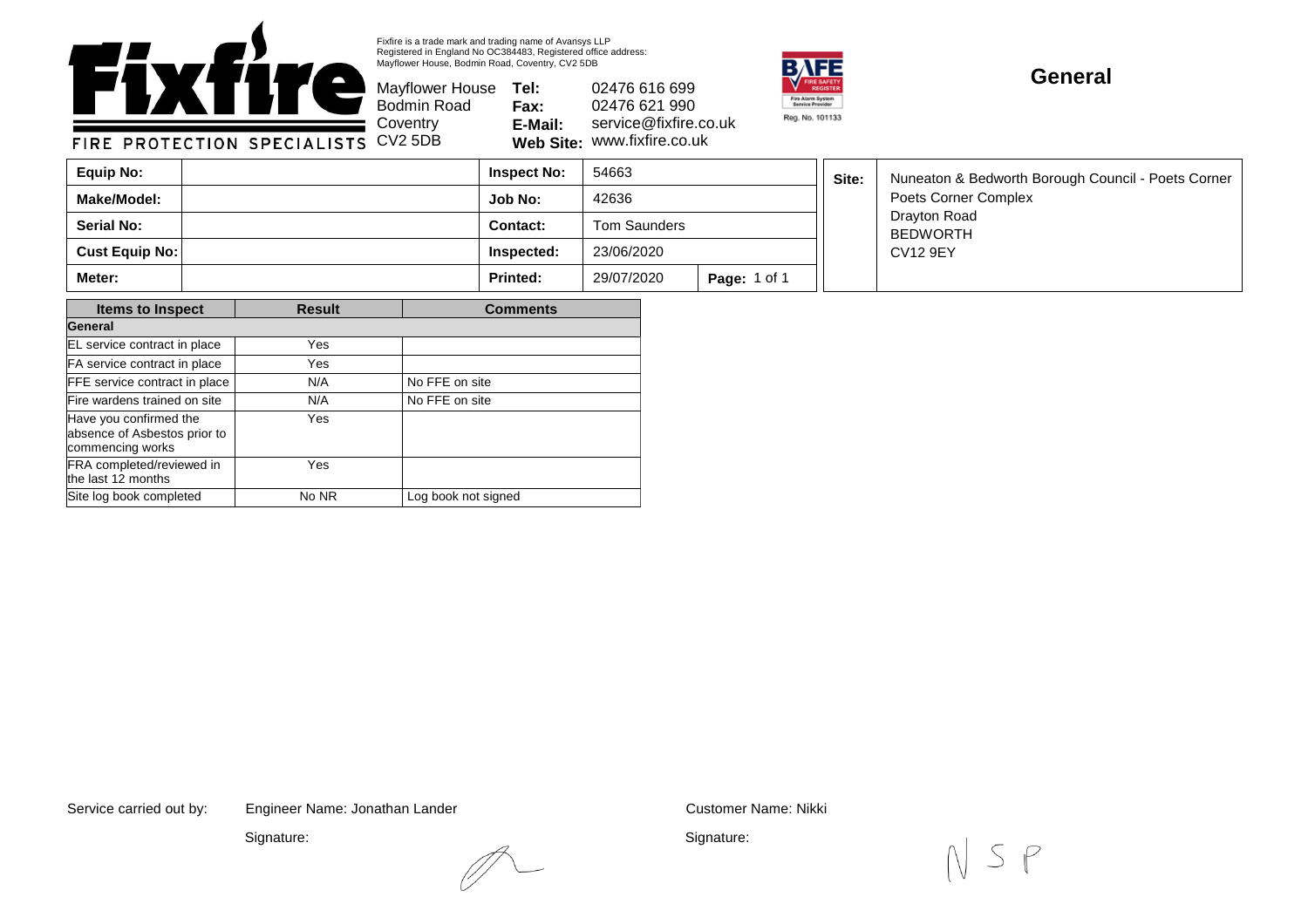# Fixfire

FIRE PROTECTION SPECIALISTS

Fixfire is a trade mark and trading name of Avansys LLP
Registered in England No OC384483, Registered office address:
Mayflower House, Bodmin Road, Coventry, CV2 5DB

Mayflower House
Bodmin Road
Coventry
CV2 5DB

**Tel:** 02476 616 699
**Fax:** 02476 621 990
**E-Mail:** service@fixfire.co.uk
**Web Site:** www.fixfire.co.uk

BAFE Fire Safety Register – Fire Alarm System Service Provider – Reg. No. 101133

## General

| **Equip No:** | | **Inspect No:** | 54663 | |
|---|---|---|---|---|
| **Make/Model:** | | **Job No:** | 42636 | |
| **Serial No:** | | **Contact:** | Tom Saunders | |
| **Cust Equip No:** | | **Inspected:** | 23/06/2020 | |
| **Meter:** | | **Printed:** | 29/07/2020 | **Page:** 1 of 1 |

**Site:** Nuneaton & Bedworth Borough Council - Poets Corner
Poets Corner Complex
Drayton Road
BEDWORTH
CV12 9EY

| Items to Inspect | Result | Comments |
|---|---|---|
| **General** | | |
| EL service contract in place | Yes | |
| FA service contract in place | Yes | |
| FFE service contract in place | N/A | No FFE on site |
| Fire wardens trained on site | N/A | No FFE on site |
| Have you confirmed the absence of Asbestos prior to commencing works | Yes | |
| FRA completed/reviewed in the last 12 months | Yes | |
| Site log book completed | No NR | Log book not signed |

Service carried out by: Engineer Name: Jonathan Lander

Signature:

Customer Name: Nikki

Signature: NSP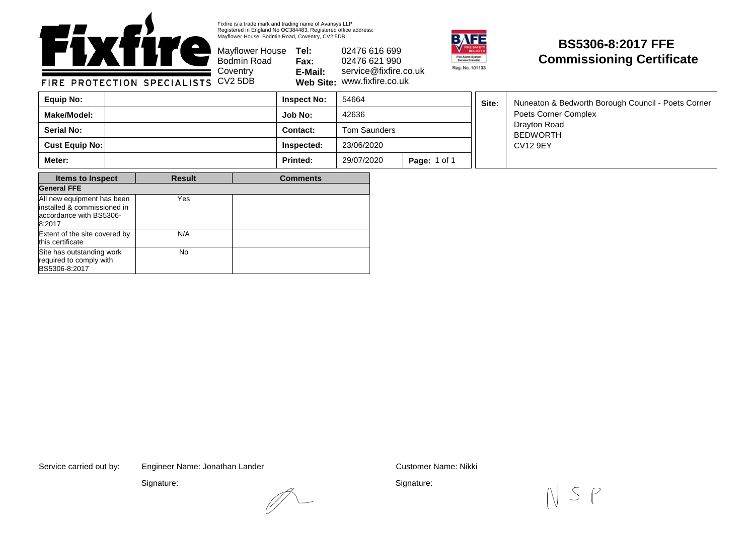Fixfire is a trade mark and trading name of Avansys LLP
Registered in England No OC384483, Registered office address:
Mayflower House, Bodmin Road, Coventry, CV2 5DB

**FIRE PROTECTION SPECIALISTS**

Mayflower House
Bodmin Road
Coventry
CV2 5DB

**Tel:** 02476 616 699
**Fax:** 02476 621 990
**E-Mail:** service@fixfire.co.uk
**Web Site:** www.fixfire.co.uk

Reg. No. 101133

# BS5306-8:2017 FFE Commissioning Certificate

| | | | | | | |
|---|---|---|---|---|---|---|
| **Equip No:** | | **Inspect No:** | 54664 | | **Site:** | Nuneaton & Bedworth Borough Council - Poets Corner<br>Poets Corner Complex<br>Drayton Road<br>BEDWORTH<br>CV12 9EY |
| **Make/Model:** | | **Job No:** | 42636 | | | |
| **Serial No:** | | **Contact:** | Tom Saunders | | | |
| **Cust Equip No:** | | **Inspected:** | 23/06/2020 | | | |
| **Meter:** | | **Printed:** | 29/07/2020 | **Page:** 1 of 1 | | |

| Items to Inspect | Result | Comments |
|---|---|---|
| **General FFE** | | |
| All new equipment has been installed & commissioned in accordance with BS5306-8:2017 | Yes | |
| Extent of the site covered by this certificate | N/A | |
| Site has outstanding work required to comply with BS5306-8:2017 | No | |

Service carried out by: Engineer Name: Jonathan Lander

Signature:

Customer Name: Nikki

Signature: N S P